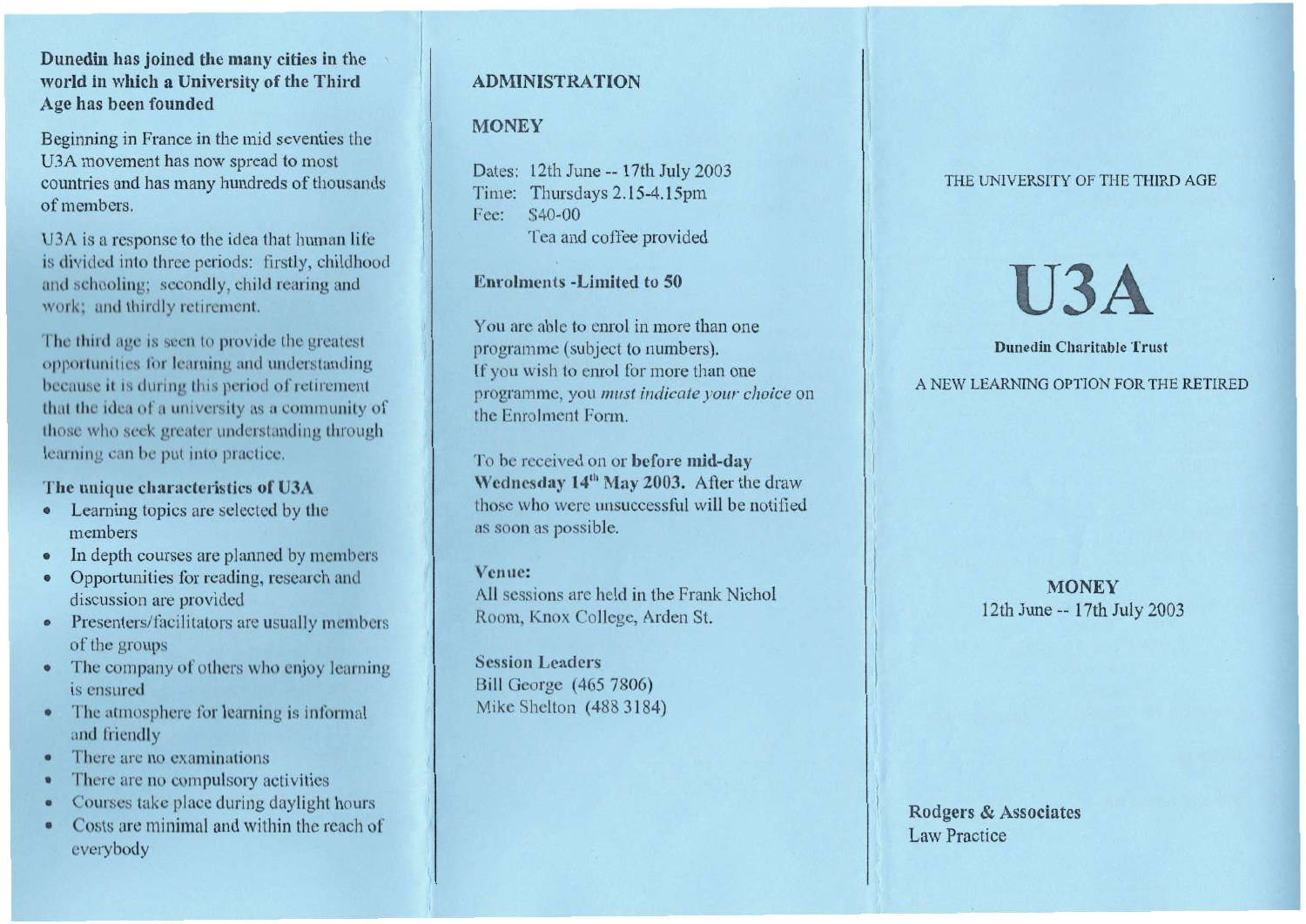**Dunedin has joined the many cities in the world in which a University of the Third Age has been founded**

Beginning in France in the mid seventies the U3A movement has now spread to most countries and has many hundreds of thousands of members.

U3A is a response to the idea that human life is divided into three periods: firstly, childhood and schooling; secondly, child rearing and work; and thirdly retirement.

The third age is seen to provide the greatest opportunities for learning and understanding because it is during this period of retirement that the idea of a university as a community of those who seek greater understanding through learning can be put into practice.

**The unique characteristics of U3A**

- Learning topics are selected by the members
- In depth courses are planned by members
- Opportunities for reading, research and discussion are provided
- Presenters/facilitators are usually members of the groups
- The company of others who enjoy learning is ensured
- The atmosphere for learning is informal and friendly
- There are no examinations
- There are no compulsory activities
- Courses take place during daylight hours
- Costs are minimal and within the reach of everybody

## ADMINISTRATION

## MONEY

Dates: 12th June -- 17th July 2003
Time: Thursdays 2.15-4.15pm
Fee: $40-00
Tea and coffee provided

**Enrolments -Limited to 50**

You are able to enrol in more than one programme (subject to numbers).
If you wish to enrol for more than one programme, you *must indicate your choice* on the Enrolment Form.

To be received on or **before mid-day Wednesday 14th May 2003.** After the draw those who were unsuccessful will be notified as soon as possible.

**Venue:**
All sessions are held in the Frank Nichol Room, Knox College, Arden St.

**Session Leaders**
Bill George (465 7806)
Mike Shelton (488 3184)

THE UNIVERSITY OF THE THIRD AGE

# U3A

**Dunedin Charitable Trust**

A NEW LEARNING OPTION FOR THE RETIRED

**MONEY**
12th June -- 17th July 2003

**Rodgers & Associates**
Law Practice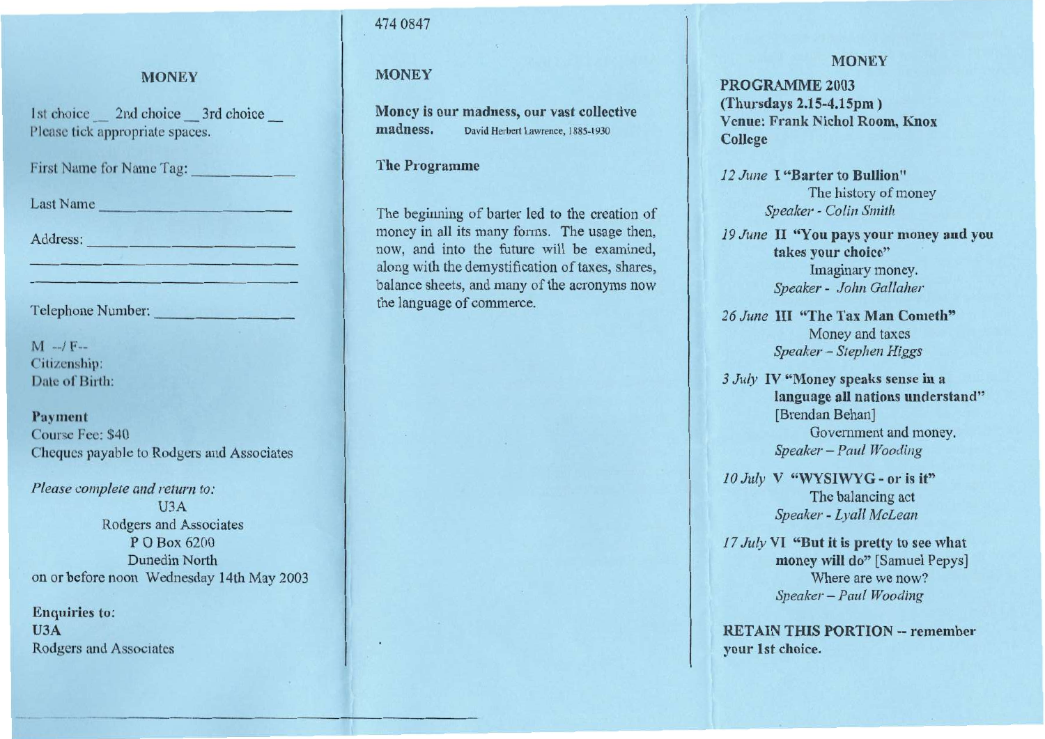## MONEY

1st choice __ 2nd choice __ 3rd choice __
Please tick appropriate spaces.

First Name for Name Tag: ____________

Last Name ____________________

Address: ______________________

______________________________

______________________________

Telephone Number: ______________

M --/ F--
Citizenship:
Date of Birth:

**Payment**
Course Fee: $40
Cheques payable to Rodgers and Associates

*Please complete and return to:*
U3A
Rodgers and Associates
P O Box 6200
Dunedin North
on or before noon Wednesday 14th May 2003

**Enquiries to:**
**U3A**
Rodgers and Associates

474 0847

## MONEY

**Money is our madness, our vast collective madness.** David Herbert Lawrence, 1885-1930

### The Programme

The beginning of barter led to the creation of money in all its many forms. The usage then, now, and into the future will be examined, along with the demystification of taxes, shares, balance sheets, and many of the acronyms now the language of commerce.

## MONEY

**PROGRAMME 2003**
**(Thursdays 2.15-4.15pm )**
**Venue: Frank Nichol Room, Knox College**

*12 June* **I "Barter to Bullion"**
The history of money
*Speaker - Colin Smith*

*19 June* **II "You pays your money and you takes your choice"**
Imaginary money.
*Speaker - John Gallaher*

*26 June* **III "The Tax Man Cometh"**
Money and taxes
*Speaker – Stephen Higgs*

*3 July* **IV "Money speaks sense in a language all nations understand"** [Brendan Behan]
Government and money.
*Speaker – Paul Wooding*

*10 July* **V "WYSIWYG - or is it"**
The balancing act
*Speaker - Lyall McLean*

*17 July* **VI "But it is pretty to see what money will do"** [Samuel Pepys]
Where are we now?
*Speaker – Paul Wooding*

**RETAIN THIS PORTION -- remember your 1st choice.**